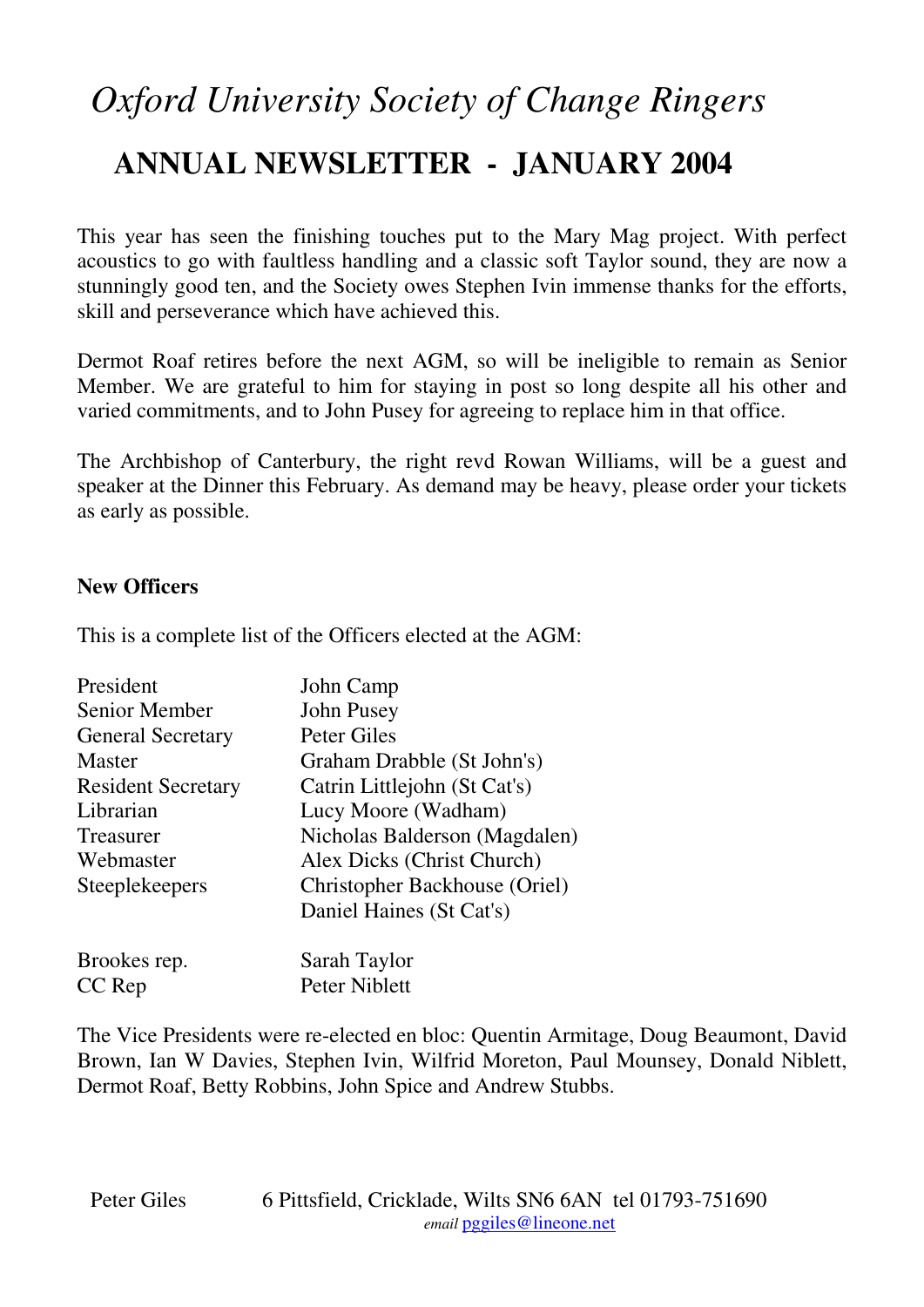# *Oxford University Society of Change Ringers*

## ANNUAL NEWSLETTER - JANUARY 2004

This year has seen the finishing touches put to the Mary Mag project. With perfect acoustics to go with faultless handling and a classic soft Taylor sound, they are now a stunningly good ten, and the Society owes Stephen Ivin immense thanks for the efforts, skill and perseverance which have achieved this.

Dermot Roaf retires before the next AGM, so will be ineligible to remain as Senior Member. We are grateful to him for staying in post so long despite all his other and varied commitments, and to John Pusey for agreeing to replace him in that office.

The Archbishop of Canterbury, the right revd Rowan Williams, will be a guest and speaker at the Dinner this February. As demand may be heavy, please order your tickets as early as possible.

**New Officers**

This is a complete list of the Officers elected at the AGM:

| | |
|---|---|
| President | John Camp |
| Senior Member | John Pusey |
| General Secretary | Peter Giles |
| Master | Graham Drabble (St John's) |
| Resident Secretary | Catrin Littlejohn (St Cat's) |
| Librarian | Lucy Moore (Wadham) |
| Treasurer | Nicholas Balderson (Magdalen) |
| Webmaster | Alex Dicks (Christ Church) |
| Steeplekeepers | Christopher Backhouse (Oriel) |
| | Daniel Haines (St Cat's) |
| Brookes rep. | Sarah Taylor |
| CC Rep | Peter Niblett |

The Vice Presidents were re-elected en bloc: Quentin Armitage, Doug Beaumont, David Brown, Ian W Davies, Stephen Ivin, Wilfrid Moreton, Paul Mounsey, Donald Niblett, Dermot Roaf, Betty Robbins, John Spice and Andrew Stubbs.

Peter Giles 6 Pittsfield, Cricklade, Wilts SN6 6AN tel 01793-751690
*email* pggiles@lineone.net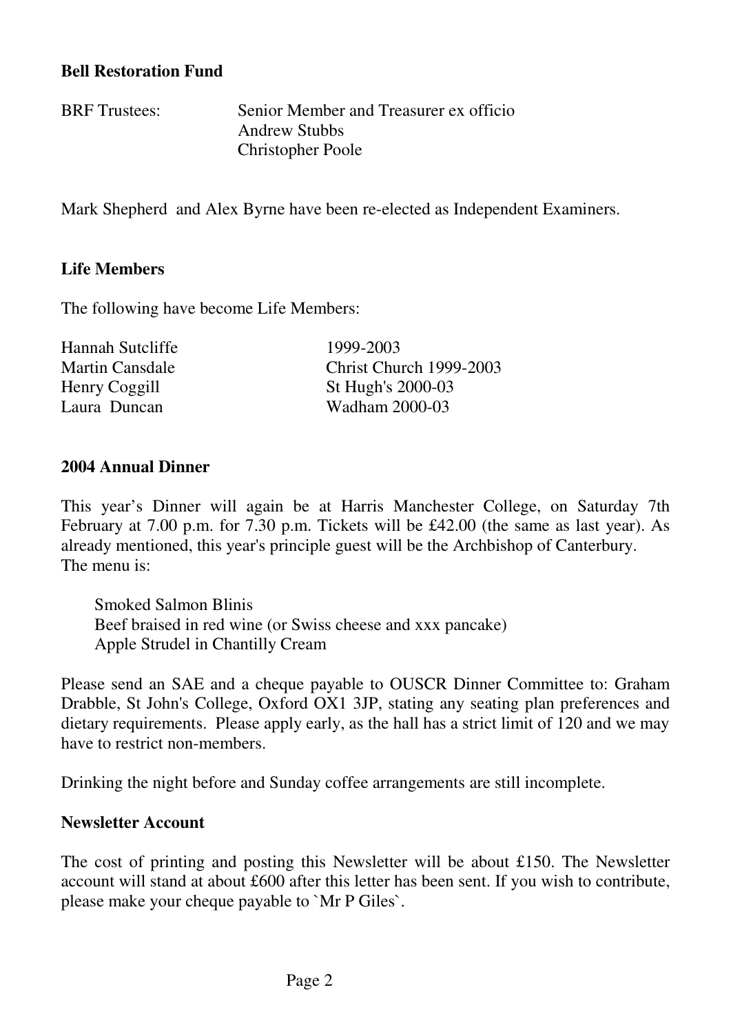## Bell Restoration Fund

BRF Trustees: Senior Member and Treasurer ex officio
Andrew Stubbs
Christopher Poole

Mark Shepherd and Alex Byrne have been re-elected as Independent Examiners.

## Life Members

The following have become Life Members:

| | |
|---|---|
| Hannah Sutcliffe | 1999-2003 |
| Martin Cansdale | Christ Church 1999-2003 |
| Henry Coggill | St Hugh's 2000-03 |
| Laura Duncan | Wadham 2000-03 |

## 2004 Annual Dinner

This year's Dinner will again be at Harris Manchester College, on Saturday 7th February at 7.00 p.m. for 7.30 p.m. Tickets will be £42.00 (the same as last year). As already mentioned, this year's principle guest will be the Archbishop of Canterbury.
The menu is:

Smoked Salmon Blinis
Beef braised in red wine (or Swiss cheese and xxx pancake)
Apple Strudel in Chantilly Cream

Please send an SAE and a cheque payable to OUSCR Dinner Committee to: Graham Drabble, St John's College, Oxford OX1 3JP, stating any seating plan preferences and dietary requirements. Please apply early, as the hall has a strict limit of 120 and we may have to restrict non-members.

Drinking the night before and Sunday coffee arrangements are still incomplete.

## Newsletter Account

The cost of printing and posting this Newsletter will be about £150. The Newsletter account will stand at about £600 after this letter has been sent. If you wish to contribute, please make your cheque payable to `Mr P Giles`.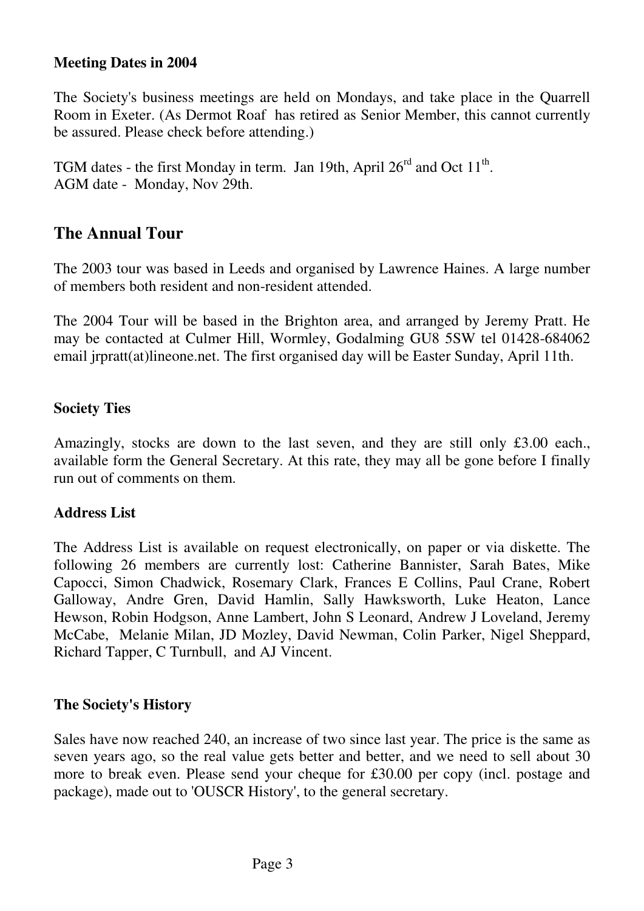**Meeting Dates in 2004**

The Society's business meetings are held on Mondays, and take place in the Quarrell Room in Exeter. (As Dermot Roaf has retired as Senior Member, this cannot currently be assured. Please check before attending.)

TGM dates - the first Monday in term. Jan 19th, April 26rd and Oct 11th.
AGM date - Monday, Nov 29th.

## The Annual Tour

The 2003 tour was based in Leeds and organised by Lawrence Haines. A large number of members both resident and non-resident attended.

The 2004 Tour will be based in the Brighton area, and arranged by Jeremy Pratt. He may be contacted at Culmer Hill, Wormley, Godalming GU8 5SW tel 01428-684062 email jrpratt(at)lineone.net. The first organised day will be Easter Sunday, April 11th.

**Society Ties**

Amazingly, stocks are down to the last seven, and they are still only £3.00 each., available form the General Secretary. At this rate, they may all be gone before I finally run out of comments on them.

**Address List**

The Address List is available on request electronically, on paper or via diskette. The following 26 members are currently lost: Catherine Bannister, Sarah Bates, Mike Capocci, Simon Chadwick, Rosemary Clark, Frances E Collins, Paul Crane, Robert Galloway, Andre Gren, David Hamlin, Sally Hawksworth, Luke Heaton, Lance Hewson, Robin Hodgson, Anne Lambert, John S Leonard, Andrew J Loveland, Jeremy McCabe, Melanie Milan, JD Mozley, David Newman, Colin Parker, Nigel Sheppard, Richard Tapper, C Turnbull, and AJ Vincent.

**The Society's History**

Sales have now reached 240, an increase of two since last year. The price is the same as seven years ago, so the real value gets better and better, and we need to sell about 30 more to break even. Please send your cheque for £30.00 per copy (incl. postage and package), made out to 'OUSCR History', to the general secretary.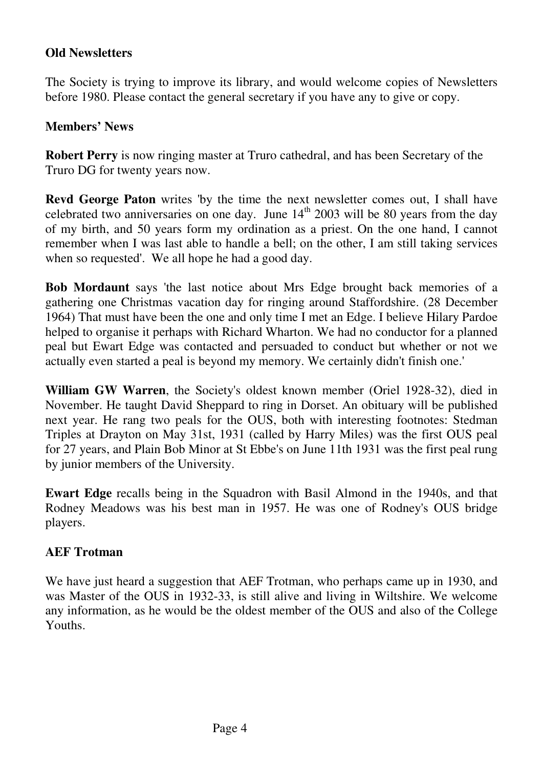## Old Newsletters

The Society is trying to improve its library, and would welcome copies of Newsletters before 1980. Please contact the general secretary if you have any to give or copy.

## Members' News

**Robert Perry** is now ringing master at Truro cathedral, and has been Secretary of the Truro DG for twenty years now.

**Revd George Paton** writes 'by the time the next newsletter comes out, I shall have celebrated two anniversaries on one day. June 14th 2003 will be 80 years from the day of my birth, and 50 years form my ordination as a priest. On the one hand, I cannot remember when I was last able to handle a bell; on the other, I am still taking services when so requested'. We all hope he had a good day.

**Bob Mordaunt** says 'the last notice about Mrs Edge brought back memories of a gathering one Christmas vacation day for ringing around Staffordshire. (28 December 1964) That must have been the one and only time I met an Edge. I believe Hilary Pardoe helped to organise it perhaps with Richard Wharton. We had no conductor for a planned peal but Ewart Edge was contacted and persuaded to conduct but whether or not we actually even started a peal is beyond my memory. We certainly didn't finish one.'

**William GW Warren**, the Society's oldest known member (Oriel 1928-32), died in November. He taught David Sheppard to ring in Dorset. An obituary will be published next year. He rang two peals for the OUS, both with interesting footnotes: Stedman Triples at Drayton on May 31st, 1931 (called by Harry Miles) was the first OUS peal for 27 years, and Plain Bob Minor at St Ebbe's on June 11th 1931 was the first peal rung by junior members of the University.

**Ewart Edge** recalls being in the Squadron with Basil Almond in the 1940s, and that Rodney Meadows was his best man in 1957. He was one of Rodney's OUS bridge players.

## AEF Trotman

We have just heard a suggestion that AEF Trotman, who perhaps came up in 1930, and was Master of the OUS in 1932-33, is still alive and living in Wiltshire. We welcome any information, as he would be the oldest member of the OUS and also of the College Youths.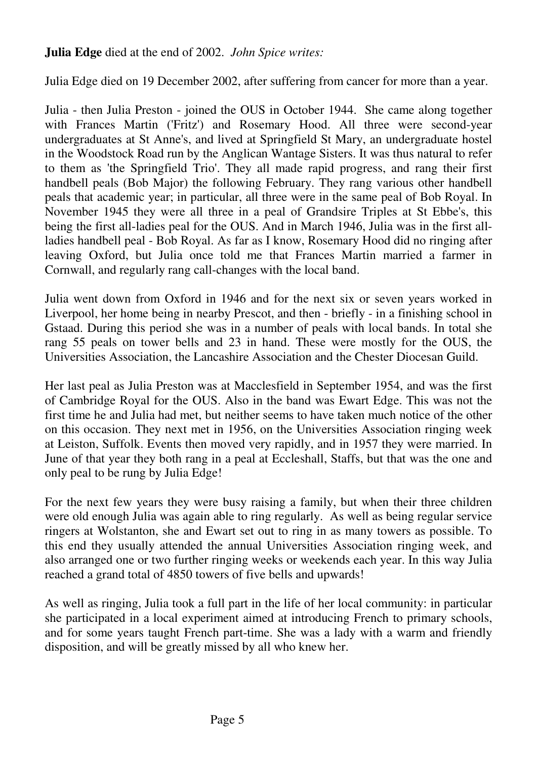**Julia Edge** died at the end of 2002. *John Spice writes:*

Julia Edge died on 19 December 2002, after suffering from cancer for more than a year.

Julia - then Julia Preston - joined the OUS in October 1944. She came along together with Frances Martin ('Fritz') and Rosemary Hood. All three were second-year undergraduates at St Anne's, and lived at Springfield St Mary, an undergraduate hostel in the Woodstock Road run by the Anglican Wantage Sisters. It was thus natural to refer to them as 'the Springfield Trio'. They all made rapid progress, and rang their first handbell peals (Bob Major) the following February. They rang various other handbell peals that academic year; in particular, all three were in the same peal of Bob Royal. In November 1945 they were all three in a peal of Grandsire Triples at St Ebbe's, this being the first all-ladies peal for the OUS. And in March 1946, Julia was in the first all-ladies handbell peal - Bob Royal. As far as I know, Rosemary Hood did no ringing after leaving Oxford, but Julia once told me that Frances Martin married a farmer in Cornwall, and regularly rang call-changes with the local band.

Julia went down from Oxford in 1946 and for the next six or seven years worked in Liverpool, her home being in nearby Prescot, and then - briefly - in a finishing school in Gstaad. During this period she was in a number of peals with local bands. In total she rang 55 peals on tower bells and 23 in hand. These were mostly for the OUS, the Universities Association, the Lancashire Association and the Chester Diocesan Guild.

Her last peal as Julia Preston was at Macclesfield in September 1954, and was the first of Cambridge Royal for the OUS. Also in the band was Ewart Edge. This was not the first time he and Julia had met, but neither seems to have taken much notice of the other on this occasion. They next met in 1956, on the Universities Association ringing week at Leiston, Suffolk. Events then moved very rapidly, and in 1957 they were married. In June of that year they both rang in a peal at Eccleshall, Staffs, but that was the one and only peal to be rung by Julia Edge!

For the next few years they were busy raising a family, but when their three children were old enough Julia was again able to ring regularly. As well as being regular service ringers at Wolstanton, she and Ewart set out to ring in as many towers as possible. To this end they usually attended the annual Universities Association ringing week, and also arranged one or two further ringing weeks or weekends each year. In this way Julia reached a grand total of 4850 towers of five bells and upwards!

As well as ringing, Julia took a full part in the life of her local community: in particular she participated in a local experiment aimed at introducing French to primary schools, and for some years taught French part-time. She was a lady with a warm and friendly disposition, and will be greatly missed by all who knew her.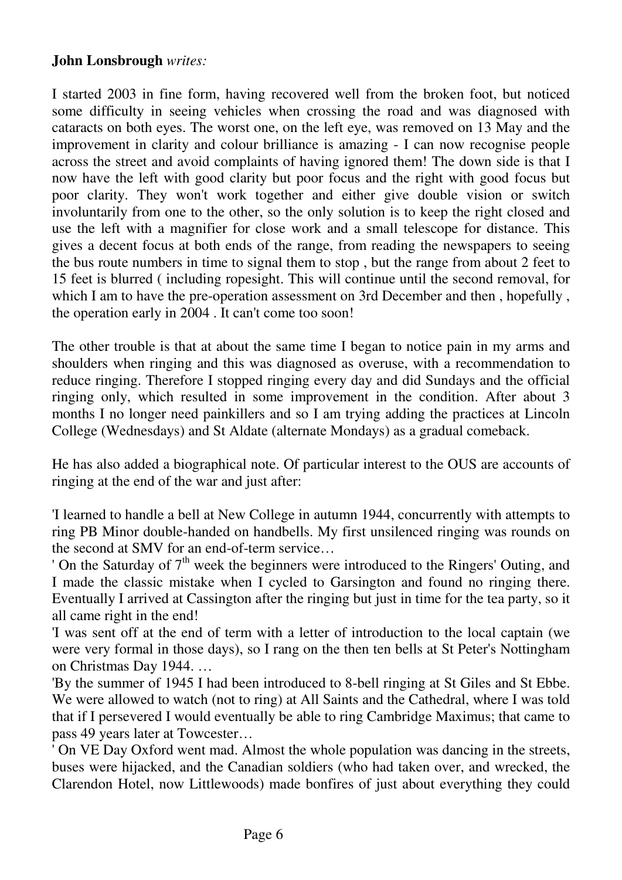**John Lonsbrough** *writes:*

I started 2003 in fine form, having recovered well from the broken foot, but noticed some difficulty in seeing vehicles when crossing the road and was diagnosed with cataracts on both eyes. The worst one, on the left eye, was removed on 13 May and the improvement in clarity and colour brilliance is amazing - I can now recognise people across the street and avoid complaints of having ignored them! The down side is that I now have the left with good clarity but poor focus and the right with good focus but poor clarity. They won't work together and either give double vision or switch involuntarily from one to the other, so the only solution is to keep the right closed and use the left with a magnifier for close work and a small telescope for distance. This gives a decent focus at both ends of the range, from reading the newspapers to seeing the bus route numbers in time to signal them to stop , but the range from about 2 feet to 15 feet is blurred ( including ropesight. This will continue until the second removal, for which I am to have the pre-operation assessment on 3rd December and then , hopefully , the operation early in 2004 . It can't come too soon!

The other trouble is that at about the same time I began to notice pain in my arms and shoulders when ringing and this was diagnosed as overuse, with a recommendation to reduce ringing. Therefore I stopped ringing every day and did Sundays and the official ringing only, which resulted in some improvement in the condition. After about 3 months I no longer need painkillers and so I am trying adding the practices at Lincoln College (Wednesdays) and St Aldate (alternate Mondays) as a gradual comeback.

He has also added a biographical note. Of particular interest to the OUS are accounts of ringing at the end of the war and just after:

'I learned to handle a bell at New College in autumn 1944, concurrently with attempts to ring PB Minor double-handed on handbells. My first unsilenced ringing was rounds on the second at SMV for an end-of-term service…

' On the Saturday of 7th week the beginners were introduced to the Ringers' Outing, and I made the classic mistake when I cycled to Garsington and found no ringing there. Eventually I arrived at Cassington after the ringing but just in time for the tea party, so it all came right in the end!

'I was sent off at the end of term with a letter of introduction to the local captain (we were very formal in those days), so I rang on the then ten bells at St Peter's Nottingham on Christmas Day 1944. …

'By the summer of 1945 I had been introduced to 8-bell ringing at St Giles and St Ebbe. We were allowed to watch (not to ring) at All Saints and the Cathedral, where I was told that if I persevered I would eventually be able to ring Cambridge Maximus; that came to pass 49 years later at Towcester…

' On VE Day Oxford went mad. Almost the whole population was dancing in the streets, buses were hijacked, and the Canadian soldiers (who had taken over, and wrecked, the Clarendon Hotel, now Littlewoods) made bonfires of just about everything they could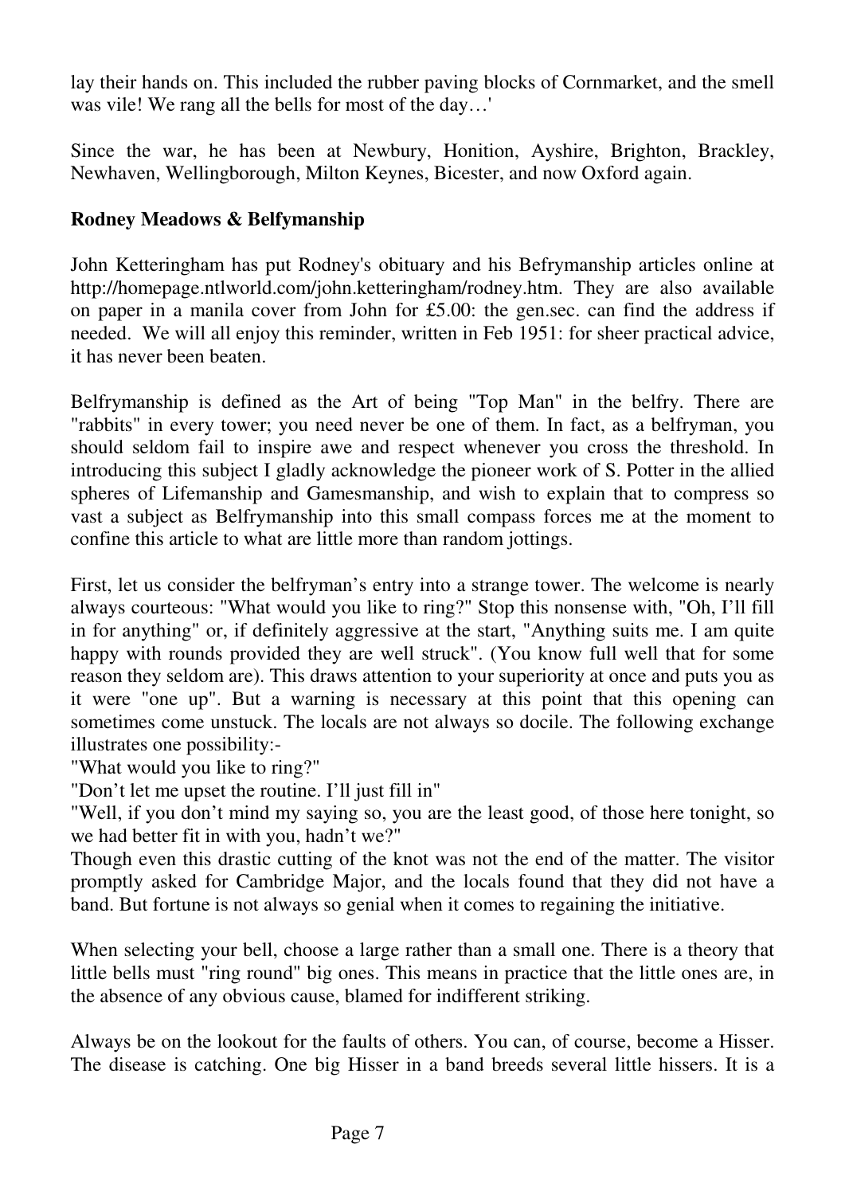lay their hands on. This included the rubber paving blocks of Cornmarket, and the smell was vile! We rang all the bells for most of the day…'

Since the war, he has been at Newbury, Honition, Ayshire, Brighton, Brackley, Newhaven, Wellingborough, Milton Keynes, Bicester, and now Oxford again.

**Rodney Meadows & Belfymanship**

John Ketteringham has put Rodney's obituary and his Befrymanship articles online at http://homepage.ntlworld.com/john.ketteringham/rodney.htm. They are also available on paper in a manila cover from John for £5.00: the gen.sec. can find the address if needed. We will all enjoy this reminder, written in Feb 1951: for sheer practical advice, it has never been beaten.

Belfrymanship is defined as the Art of being "Top Man" in the belfry. There are "rabbits" in every tower; you need never be one of them. In fact, as a belfryman, you should seldom fail to inspire awe and respect whenever you cross the threshold. In introducing this subject I gladly acknowledge the pioneer work of S. Potter in the allied spheres of Lifemanship and Gamesmanship, and wish to explain that to compress so vast a subject as Belfrymanship into this small compass forces me at the moment to confine this article to what are little more than random jottings.

First, let us consider the belfryman's entry into a strange tower. The welcome is nearly always courteous: "What would you like to ring?" Stop this nonsense with, "Oh, I'll fill in for anything" or, if definitely aggressive at the start, "Anything suits me. I am quite happy with rounds provided they are well struck". (You know full well that for some reason they seldom are). This draws attention to your superiority at once and puts you as it were "one up". But a warning is necessary at this point that this opening can sometimes come unstuck. The locals are not always so docile. The following exchange illustrates one possibility:-

"What would you like to ring?"

"Don't let me upset the routine. I'll just fill in"

"Well, if you don't mind my saying so, you are the least good, of those here tonight, so we had better fit in with you, hadn't we?"

Though even this drastic cutting of the knot was not the end of the matter. The visitor promptly asked for Cambridge Major, and the locals found that they did not have a band. But fortune is not always so genial when it comes to regaining the initiative.

When selecting your bell, choose a large rather than a small one. There is a theory that little bells must "ring round" big ones. This means in practice that the little ones are, in the absence of any obvious cause, blamed for indifferent striking.

Always be on the lookout for the faults of others. You can, of course, become a Hisser. The disease is catching. One big Hisser in a band breeds several little hissers. It is a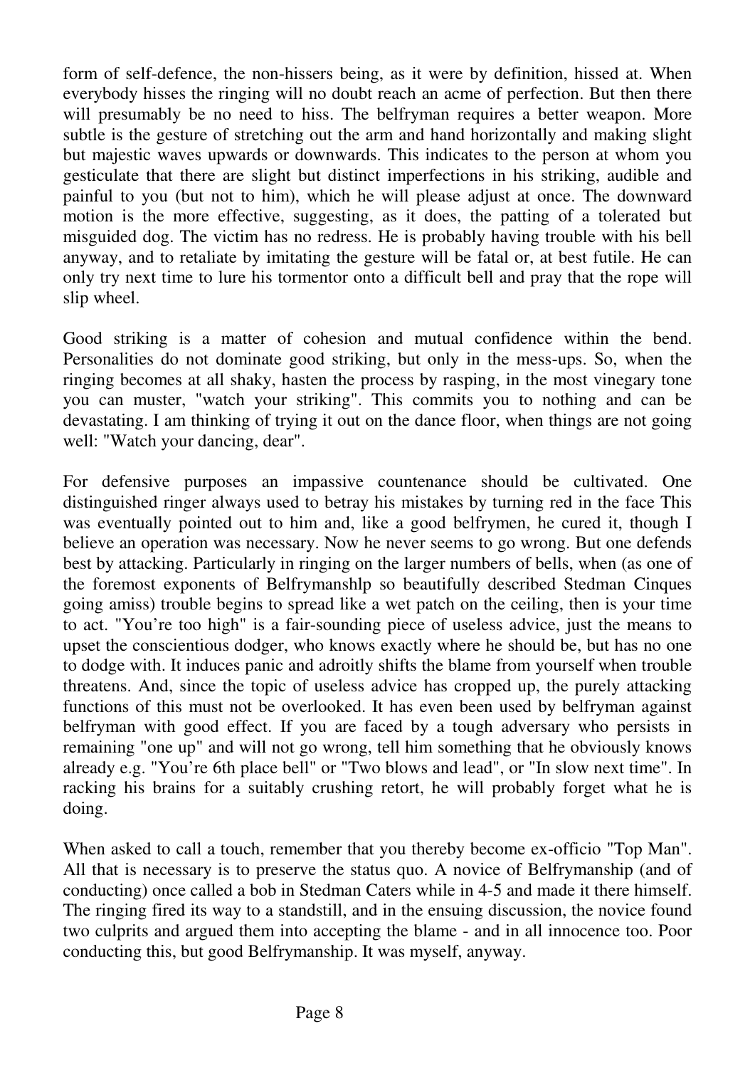form of self-defence, the non-hissers being, as it were by definition, hissed at. When everybody hisses the ringing will no doubt reach an acme of perfection. But then there will presumably be no need to hiss. The belfryman requires a better weapon. More subtle is the gesture of stretching out the arm and hand horizontally and making slight but majestic waves upwards or downwards. This indicates to the person at whom you gesticulate that there are slight but distinct imperfections in his striking, audible and painful to you (but not to him), which he will please adjust at once. The downward motion is the more effective, suggesting, as it does, the patting of a tolerated but misguided dog. The victim has no redress. He is probably having trouble with his bell anyway, and to retaliate by imitating the gesture will be fatal or, at best futile. He can only try next time to lure his tormentor onto a difficult bell and pray that the rope will slip wheel.

Good striking is a matter of cohesion and mutual confidence within the bend. Personalities do not dominate good striking, but only in the mess-ups. So, when the ringing becomes at all shaky, hasten the process by rasping, in the most vinegary tone you can muster, "watch your striking". This commits you to nothing and can be devastating. I am thinking of trying it out on the dance floor, when things are not going well: "Watch your dancing, dear".

For defensive purposes an impassive countenance should be cultivated. One distinguished ringer always used to betray his mistakes by turning red in the face This was eventually pointed out to him and, like a good belfrymen, he cured it, though I believe an operation was necessary. Now he never seems to go wrong. But one defends best by attacking. Particularly in ringing on the larger numbers of bells, when (as one of the foremost exponents of Belfrymanshlp so beautifully described Stedman Cinques going amiss) trouble begins to spread like a wet patch on the ceiling, then is your time to act. "You're too high" is a fair-sounding piece of useless advice, just the means to upset the conscientious dodger, who knows exactly where he should be, but has no one to dodge with. It induces panic and adroitly shifts the blame from yourself when trouble threatens. And, since the topic of useless advice has cropped up, the purely attacking functions of this must not be overlooked. It has even been used by belfryman against belfryman with good effect. If you are faced by a tough adversary who persists in remaining "one up" and will not go wrong, tell him something that he obviously knows already e.g. "You're 6th place bell" or "Two blows and lead", or "In slow next time". In racking his brains for a suitably crushing retort, he will probably forget what he is doing.

When asked to call a touch, remember that you thereby become ex-officio "Top Man". All that is necessary is to preserve the status quo. A novice of Belfrymanship (and of conducting) once called a bob in Stedman Caters while in 4-5 and made it there himself. The ringing fired its way to a standstill, and in the ensuing discussion, the novice found two culprits and argued them into accepting the blame - and in all innocence too. Poor conducting this, but good Belfrymanship. It was myself, anyway.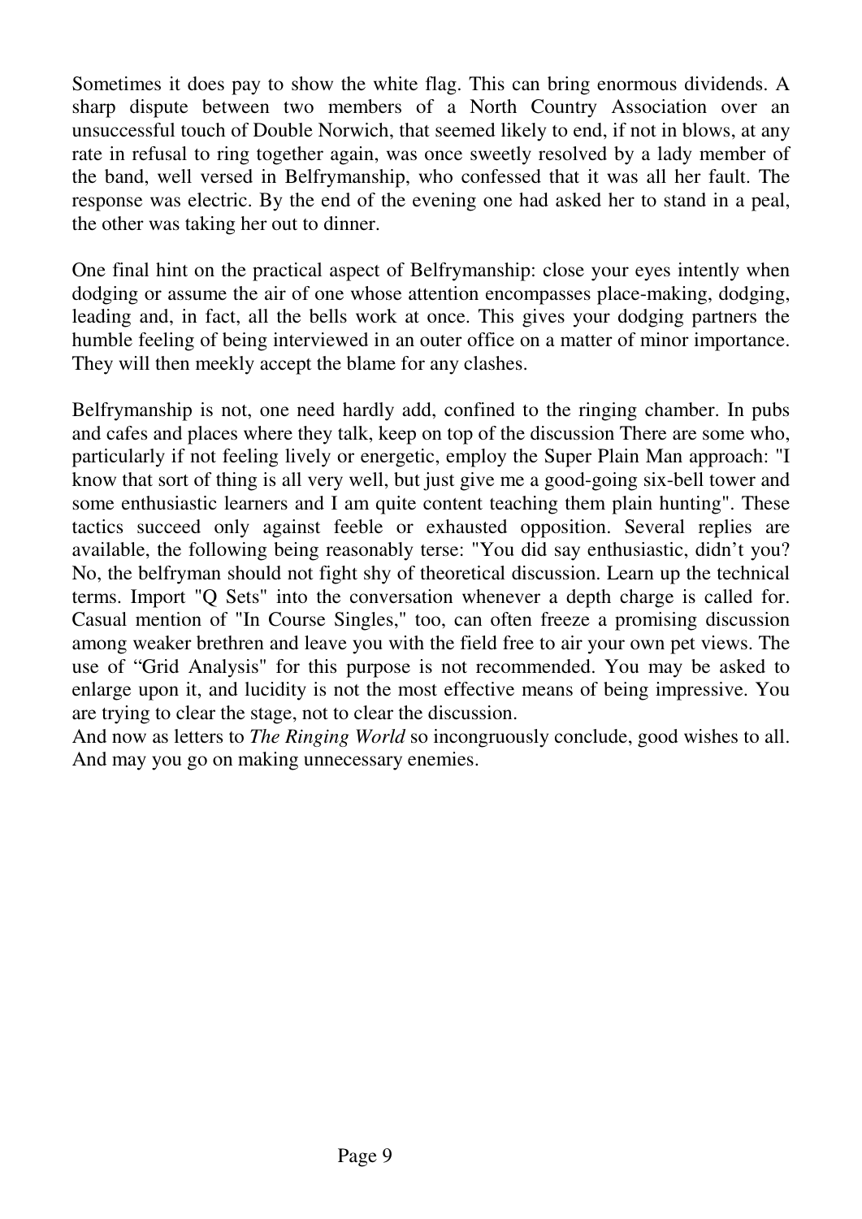Sometimes it does pay to show the white flag. This can bring enormous dividends. A sharp dispute between two members of a North Country Association over an unsuccessful touch of Double Norwich, that seemed likely to end, if not in blows, at any rate in refusal to ring together again, was once sweetly resolved by a lady member of the band, well versed in Belfrymanship, who confessed that it was all her fault. The response was electric. By the end of the evening one had asked her to stand in a peal, the other was taking her out to dinner.

One final hint on the practical aspect of Belfrymanship: close your eyes intently when dodging or assume the air of one whose attention encompasses place-making, dodging, leading and, in fact, all the bells work at once. This gives your dodging partners the humble feeling of being interviewed in an outer office on a matter of minor importance. They will then meekly accept the blame for any clashes.

Belfrymanship is not, one need hardly add, confined to the ringing chamber. In pubs and cafes and places where they talk, keep on top of the discussion There are some who, particularly if not feeling lively or energetic, employ the Super Plain Man approach: "I know that sort of thing is all very well, but just give me a good-going six-bell tower and some enthusiastic learners and I am quite content teaching them plain hunting". These tactics succeed only against feeble or exhausted opposition. Several replies are available, the following being reasonably terse: "You did say enthusiastic, didn't you? No, the belfryman should not fight shy of theoretical discussion. Learn up the technical terms. Import "Q Sets" into the conversation whenever a depth charge is called for. Casual mention of "In Course Singles," too, can often freeze a promising discussion among weaker brethren and leave you with the field free to air your own pet views. The use of "Grid Analysis" for this purpose is not recommended. You may be asked to enlarge upon it, and lucidity is not the most effective means of being impressive. You are trying to clear the stage, not to clear the discussion.

And now as letters to *The Ringing World* so incongruously conclude, good wishes to all. And may you go on making unnecessary enemies.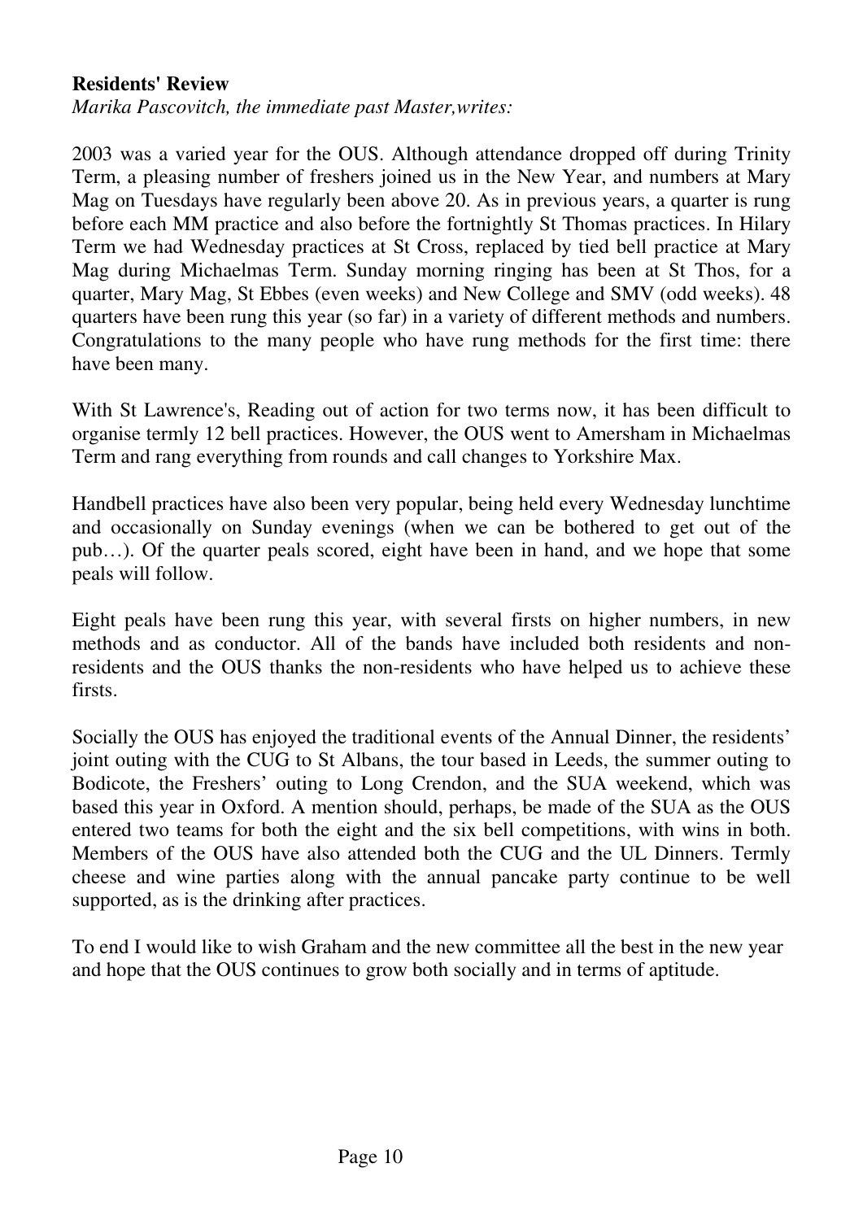**Residents' Review**

*Marika Pascovitch, the immediate past Master,writes:*

2003 was a varied year for the OUS. Although attendance dropped off during Trinity Term, a pleasing number of freshers joined us in the New Year, and numbers at Mary Mag on Tuesdays have regularly been above 20. As in previous years, a quarter is rung before each MM practice and also before the fortnightly St Thomas practices. In Hilary Term we had Wednesday practices at St Cross, replaced by tied bell practice at Mary Mag during Michaelmas Term. Sunday morning ringing has been at St Thos, for a quarter, Mary Mag, St Ebbes (even weeks) and New College and SMV (odd weeks). 48 quarters have been rung this year (so far) in a variety of different methods and numbers. Congratulations to the many people who have rung methods for the first time: there have been many.

With St Lawrence's, Reading out of action for two terms now, it has been difficult to organise termly 12 bell practices. However, the OUS went to Amersham in Michaelmas Term and rang everything from rounds and call changes to Yorkshire Max.

Handbell practices have also been very popular, being held every Wednesday lunchtime and occasionally on Sunday evenings (when we can be bothered to get out of the pub…). Of the quarter peals scored, eight have been in hand, and we hope that some peals will follow.

Eight peals have been rung this year, with several firsts on higher numbers, in new methods and as conductor. All of the bands have included both residents and non-residents and the OUS thanks the non-residents who have helped us to achieve these firsts.

Socially the OUS has enjoyed the traditional events of the Annual Dinner, the residents' joint outing with the CUG to St Albans, the tour based in Leeds, the summer outing to Bodicote, the Freshers' outing to Long Crendon, and the SUA weekend, which was based this year in Oxford. A mention should, perhaps, be made of the SUA as the OUS entered two teams for both the eight and the six bell competitions, with wins in both. Members of the OUS have also attended both the CUG and the UL Dinners. Termly cheese and wine parties along with the annual pancake party continue to be well supported, as is the drinking after practices.

To end I would like to wish Graham and the new committee all the best in the new year and hope that the OUS continues to grow both socially and in terms of aptitude.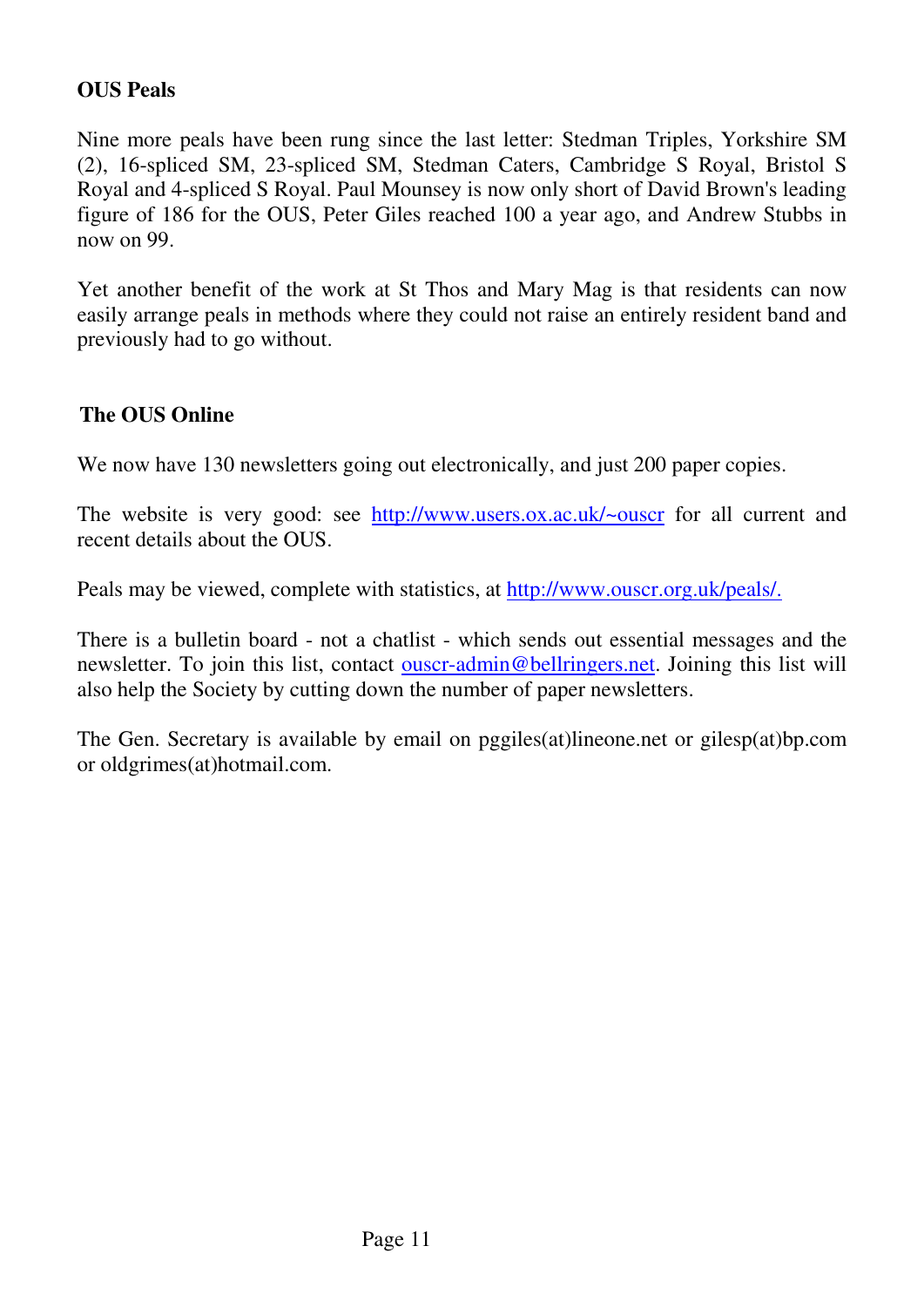## OUS Peals

Nine more peals have been rung since the last letter: Stedman Triples, Yorkshire SM (2), 16-spliced SM, 23-spliced SM, Stedman Caters, Cambridge S Royal, Bristol S Royal and 4-spliced S Royal. Paul Mounsey is now only short of David Brown's leading figure of 186 for the OUS, Peter Giles reached 100 a year ago, and Andrew Stubbs in now on 99.

Yet another benefit of the work at St Thos and Mary Mag is that residents can now easily arrange peals in methods where they could not raise an entirely resident band and previously had to go without.

## The OUS Online

We now have 130 newsletters going out electronically, and just 200 paper copies.

The website is very good: see [http://www.users.ox.ac.uk/~ouscr](http://www.users.ox.ac.uk/~ouscr) for all current and recent details about the OUS.

Peals may be viewed, complete with statistics, at [http://www.ouscr.org.uk/peals/.](http://www.ouscr.org.uk/peals/)

There is a bulletin board - not a chatlist - which sends out essential messages and the newsletter. To join this list, contact [ouscr-admin@bellringers.net](mailto:ouscr-admin@bellringers.net). Joining this list will also help the Society by cutting down the number of paper newsletters.

The Gen. Secretary is available by email on pggiles(at)lineone.net or gilesp(at)bp.com or oldgrimes(at)hotmail.com.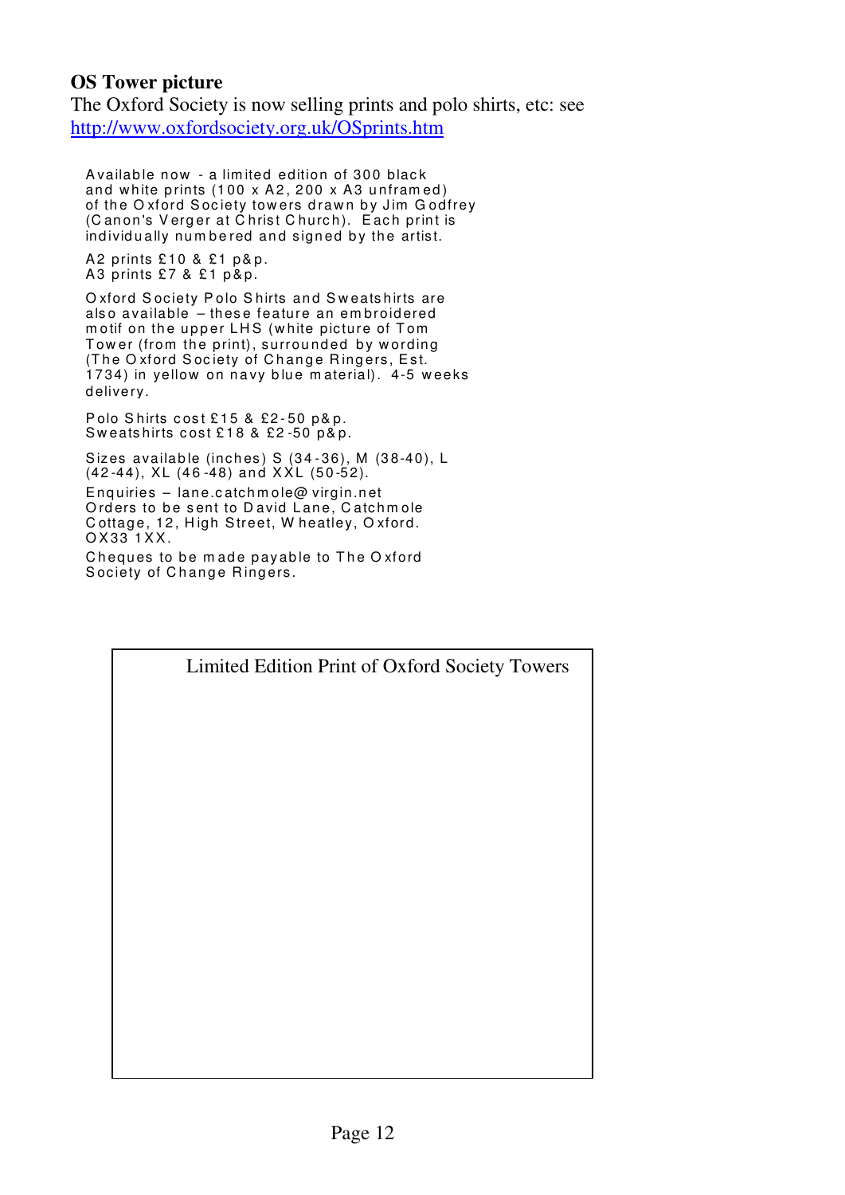**OS Tower picture**

The Oxford Society is now selling prints and polo shirts, etc: see http://www.oxfordsociety.org.uk/OSprints.htm

Available now - a limited edition of 300 black and white prints (100 x A2, 200 x A3 unframed) of the Oxford Society towers drawn by Jim Godfrey (Canon's Verger at Christ Church). Each print is individually numbered and signed by the artist.

A2 prints £10 & £1 p&p.
A3 prints £7 & £1 p&p.

Oxford Society Polo Shirts and Sweatshirts are also available – these feature an embroidered motif on the upper LHS (white picture of Tom Tower (from the print), surrounded by wording (The Oxford Society of Change Ringers, Est. 1734) in yellow on navy blue material). 4-5 weeks delivery.

Polo Shirts cost £15 & £2-50 p&p.
Sweatshirts cost £18 & £2-50 p&p.

Sizes available (inches) S (34-36), M (38-40), L (42-44), XL (46-48) and XXL (50-52).

Enquiries – lane.catchmole@virgin.net
Orders to be sent to David Lane, Catchmole Cottage, 12, High Street, Wheatley, Oxford. OX33 1XX.

Cheques to be made payable to The Oxford Society of Change Ringers.

Limited Edition Print of Oxford Society Towers